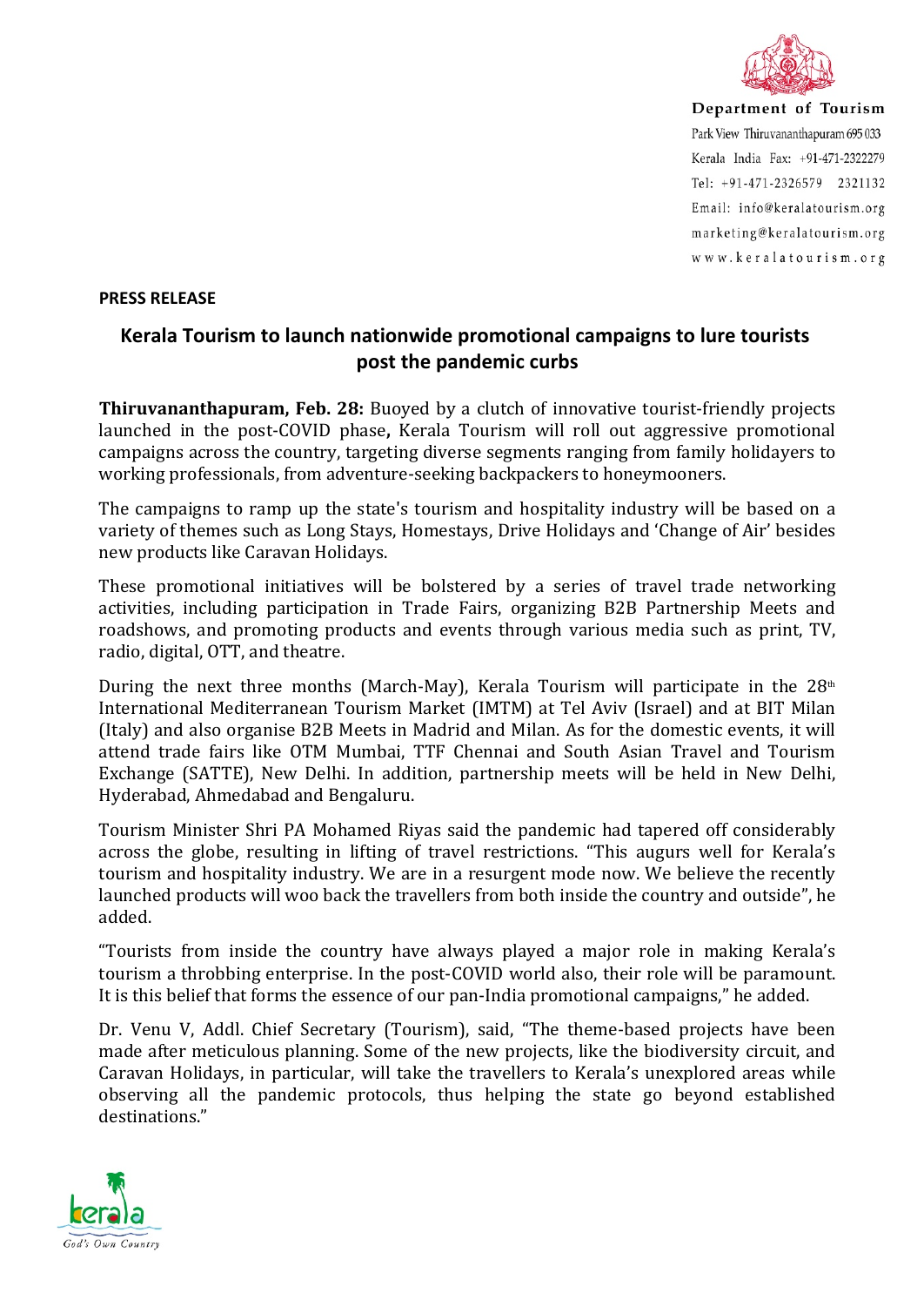Department of Tourism
Park View Thiruvananthapuram 695 033
Kerala India Fax: +91-471-2322279
Tel: +91-471-2326579 2321132
Email: info@keralatourism.org
marketing@keralatourism.org
www.keralatourism.org

**PRESS RELEASE**

## Kerala Tourism to launch nationwide promotional campaigns to lure tourists post the pandemic curbs

**Thiruvananthapuram, Feb. 28:** Buoyed by a clutch of innovative tourist-friendly projects launched in the post-COVID phase**,** Kerala Tourism will roll out aggressive promotional campaigns across the country, targeting diverse segments ranging from family holidayers to working professionals, from adventure-seeking backpackers to honeymooners.

The campaigns to ramp up the state's tourism and hospitality industry will be based on a variety of themes such as Long Stays, Homestays, Drive Holidays and 'Change of Air' besides new products like Caravan Holidays.

These promotional initiatives will be bolstered by a series of travel trade networking activities, including participation in Trade Fairs, organizing B2B Partnership Meets and roadshows, and promoting products and events through various media such as print, TV, radio, digital, OTT, and theatre.

During the next three months (March-May), Kerala Tourism will participate in the 28th International Mediterranean Tourism Market (IMTM) at Tel Aviv (Israel) and at BIT Milan (Italy) and also organise B2B Meets in Madrid and Milan. As for the domestic events, it will attend trade fairs like OTM Mumbai, TTF Chennai and South Asian Travel and Tourism Exchange (SATTE), New Delhi. In addition, partnership meets will be held in New Delhi, Hyderabad, Ahmedabad and Bengaluru.

Tourism Minister Shri PA Mohamed Riyas said the pandemic had tapered off considerably across the globe, resulting in lifting of travel restrictions. "This augurs well for Kerala's tourism and hospitality industry. We are in a resurgent mode now. We believe the recently launched products will woo back the travellers from both inside the country and outside", he added.

"Tourists from inside the country have always played a major role in making Kerala's tourism a throbbing enterprise. In the post-COVID world also, their role will be paramount. It is this belief that forms the essence of our pan-India promotional campaigns," he added.

Dr. Venu V, Addl. Chief Secretary (Tourism), said, "The theme-based projects have been made after meticulous planning. Some of the new projects, like the biodiversity circuit, and Caravan Holidays, in particular, will take the travellers to Kerala's unexplored areas while observing all the pandemic protocols, thus helping the state go beyond established destinations."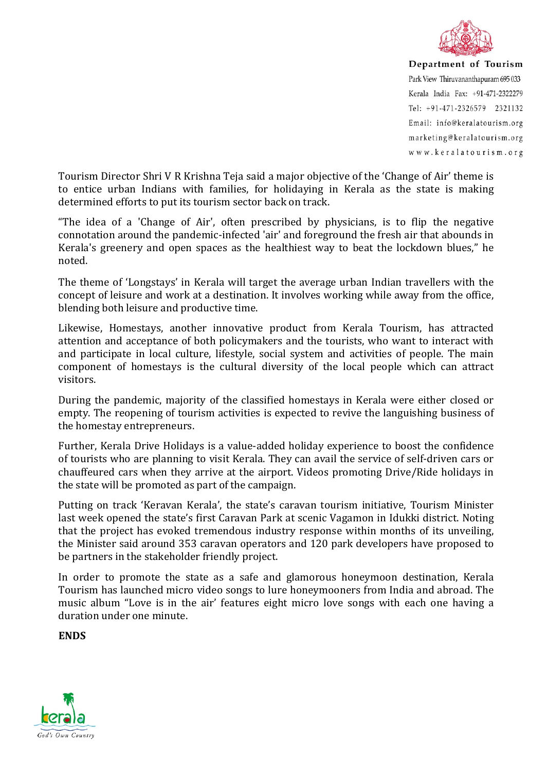Department of Tourism
Park View Thiruvananthapuram 695 033
Kerala India Fax: +91-471-2322279
Tel: +91-471-2326579 2321132
Email: info@keralatourism.org
marketing@keralatourism.org
www.keralatourism.org

Tourism Director Shri V R Krishna Teja said a major objective of the 'Change of Air' theme is to entice urban Indians with families, for holidaying in Kerala as the state is making determined efforts to put its tourism sector back on track.

"The idea of a 'Change of Air', often prescribed by physicians, is to flip the negative connotation around the pandemic-infected 'air' and foreground the fresh air that abounds in Kerala's greenery and open spaces as the healthiest way to beat the lockdown blues," he noted.

The theme of 'Longstays' in Kerala will target the average urban Indian travellers with the concept of leisure and work at a destination. It involves working while away from the office, blending both leisure and productive time.

Likewise, Homestays, another innovative product from Kerala Tourism, has attracted attention and acceptance of both policymakers and the tourists, who want to interact with and participate in local culture, lifestyle, social system and activities of people. The main component of homestays is the cultural diversity of the local people which can attract visitors.

During the pandemic, majority of the classified homestays in Kerala were either closed or empty. The reopening of tourism activities is expected to revive the languishing business of the homestay entrepreneurs.

Further, Kerala Drive Holidays is a value-added holiday experience to boost the confidence of tourists who are planning to visit Kerala. They can avail the service of self-driven cars or chauffeured cars when they arrive at the airport. Videos promoting Drive/Ride holidays in the state will be promoted as part of the campaign.

Putting on track 'Keravan Kerala', the state's caravan tourism initiative, Tourism Minister last week opened the state's first Caravan Park at scenic Vagamon in Idukki district. Noting that the project has evoked tremendous industry response within months of its unveiling, the Minister said around 353 caravan operators and 120 park developers have proposed to be partners in the stakeholder friendly project.

In order to promote the state as a safe and glamorous honeymoon destination, Kerala Tourism has launched micro video songs to lure honeymooners from India and abroad. The music album "Love is in the air' features eight micro love songs with each one having a duration under one minute.

**ENDS**

kerala
God's Own Country